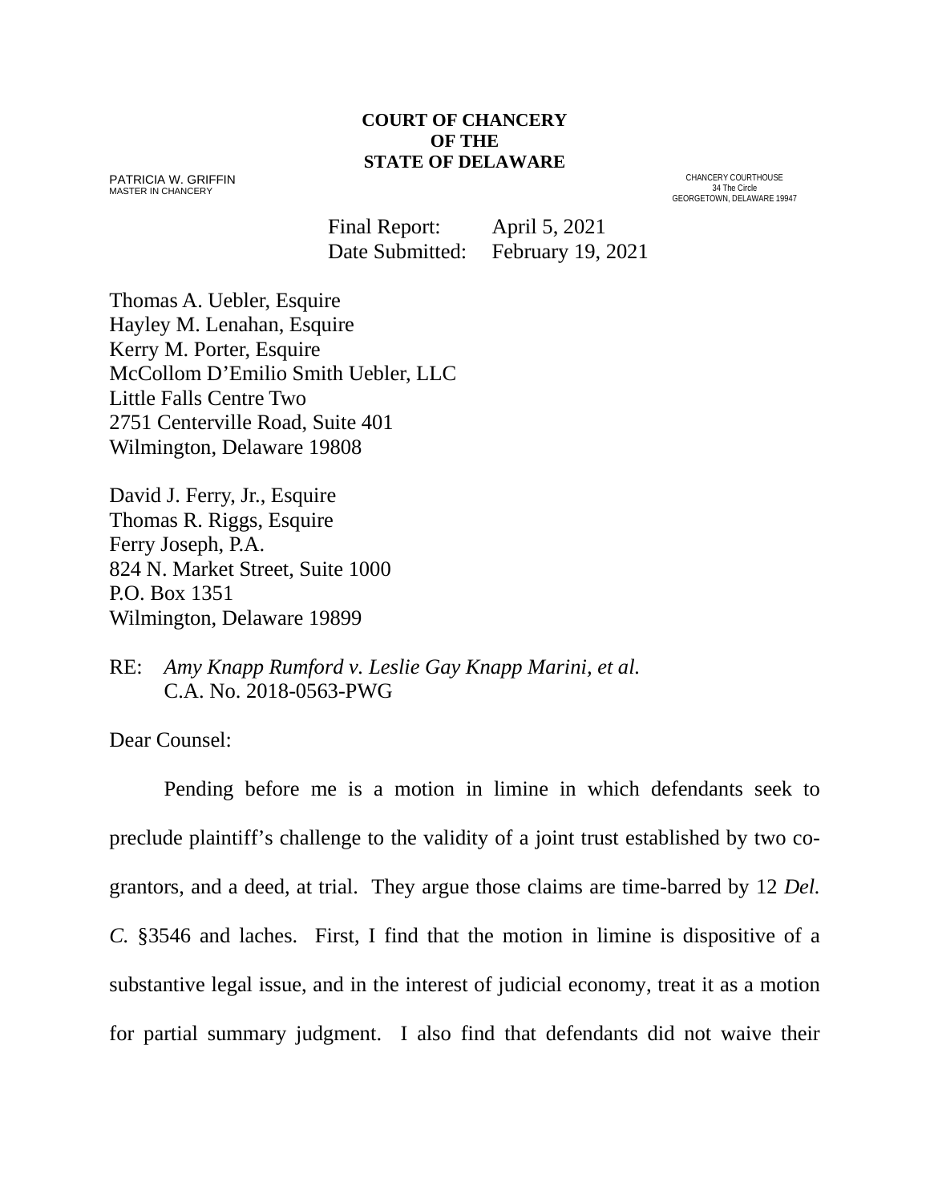**COURT OF CHANCERY**
**OF THE**
**STATE OF DELAWARE**

PATRICIA W. GRIFFIN
MASTER IN CHANCERY

CHANCERY COURTHOUSE
34 The Circle
GEORGETOWN, DELAWARE 19947

Final Report: April 5, 2021
Date Submitted: February 19, 2021

Thomas A. Uebler, Esquire
Hayley M. Lenahan, Esquire
Kerry M. Porter, Esquire
McCollom D'Emilio Smith Uebler, LLC
Little Falls Centre Two
2751 Centerville Road, Suite 401
Wilmington, Delaware 19808

David J. Ferry, Jr., Esquire
Thomas R. Riggs, Esquire
Ferry Joseph, P.A.
824 N. Market Street, Suite 1000
P.O. Box 1351
Wilmington, Delaware 19899

RE: *Amy Knapp Rumford v. Leslie Gay Knapp Marini, et al.*
C.A. No. 2018-0563-PWG

Dear Counsel:

Pending before me is a motion in limine in which defendants seek to preclude plaintiff's challenge to the validity of a joint trust established by two co-grantors, and a deed, at trial. They argue those claims are time-barred by 12 *Del. C.* §3546 and laches. First, I find that the motion in limine is dispositive of a substantive legal issue, and in the interest of judicial economy, treat it as a motion for partial summary judgment. I also find that defendants did not waive their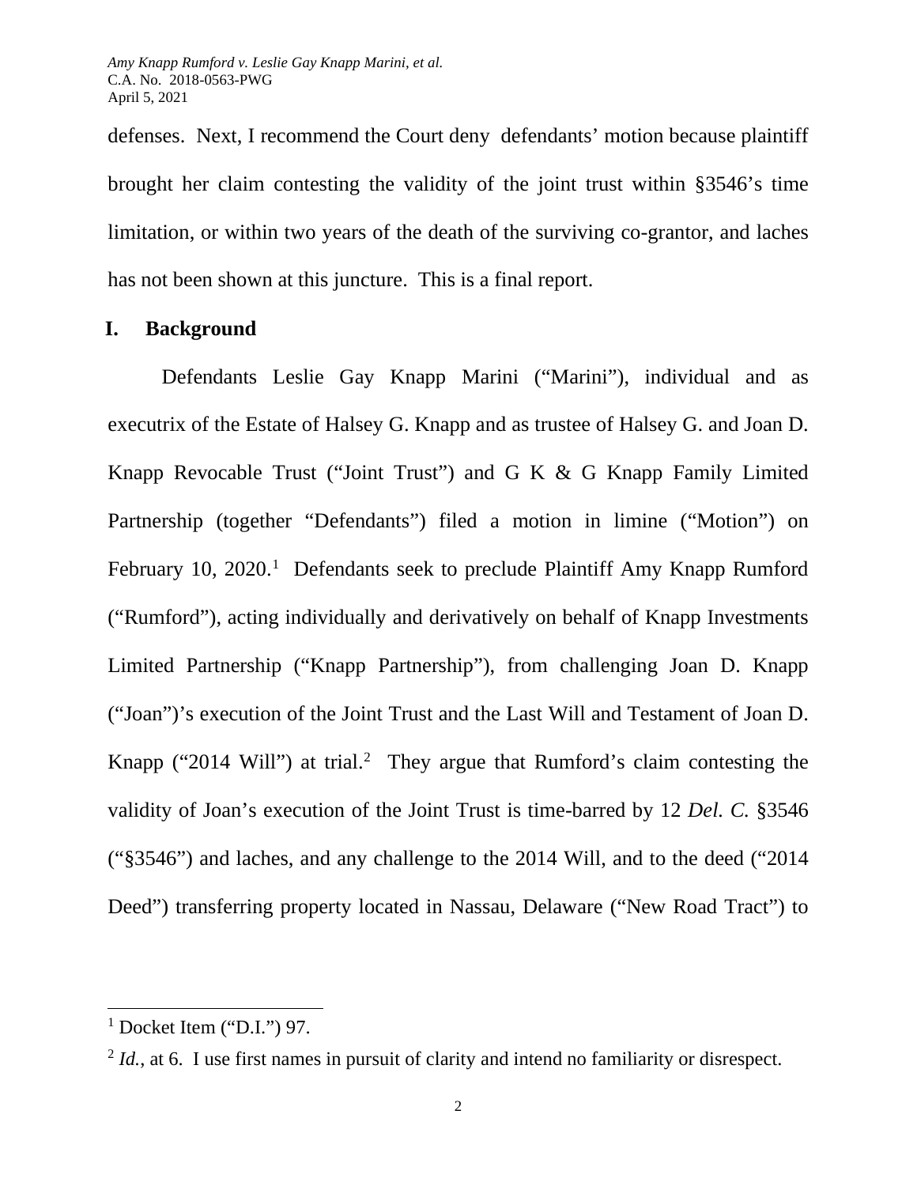defenses. Next, I recommend the Court deny defendants' motion because plaintiff brought her claim contesting the validity of the joint trust within §3546's time limitation, or within two years of the death of the surviving co-grantor, and laches has not been shown at this juncture. This is a final report.

## I. Background

Defendants Leslie Gay Knapp Marini ("Marini"), individual and as executrix of the Estate of Halsey G. Knapp and as trustee of Halsey G. and Joan D. Knapp Revocable Trust ("Joint Trust") and G K & G Knapp Family Limited Partnership (together "Defendants") filed a motion in limine ("Motion") on February 10, 2020.[1] Defendants seek to preclude Plaintiff Amy Knapp Rumford ("Rumford"), acting individually and derivatively on behalf of Knapp Investments Limited Partnership ("Knapp Partnership"), from challenging Joan D. Knapp ("Joan")'s execution of the Joint Trust and the Last Will and Testament of Joan D. Knapp ("2014 Will") at trial.[2] They argue that Rumford's claim contesting the validity of Joan's execution of the Joint Trust is time-barred by 12 *Del. C.* §3546 ("§3546") and laches, and any challenge to the 2014 Will, and to the deed ("2014 Deed") transferring property located in Nassau, Delaware ("New Road Tract") to

---

[1] Docket Item ("D.I.") 97.

[2] *Id.*, at 6. I use first names in pursuit of clarity and intend no familiarity or disrespect.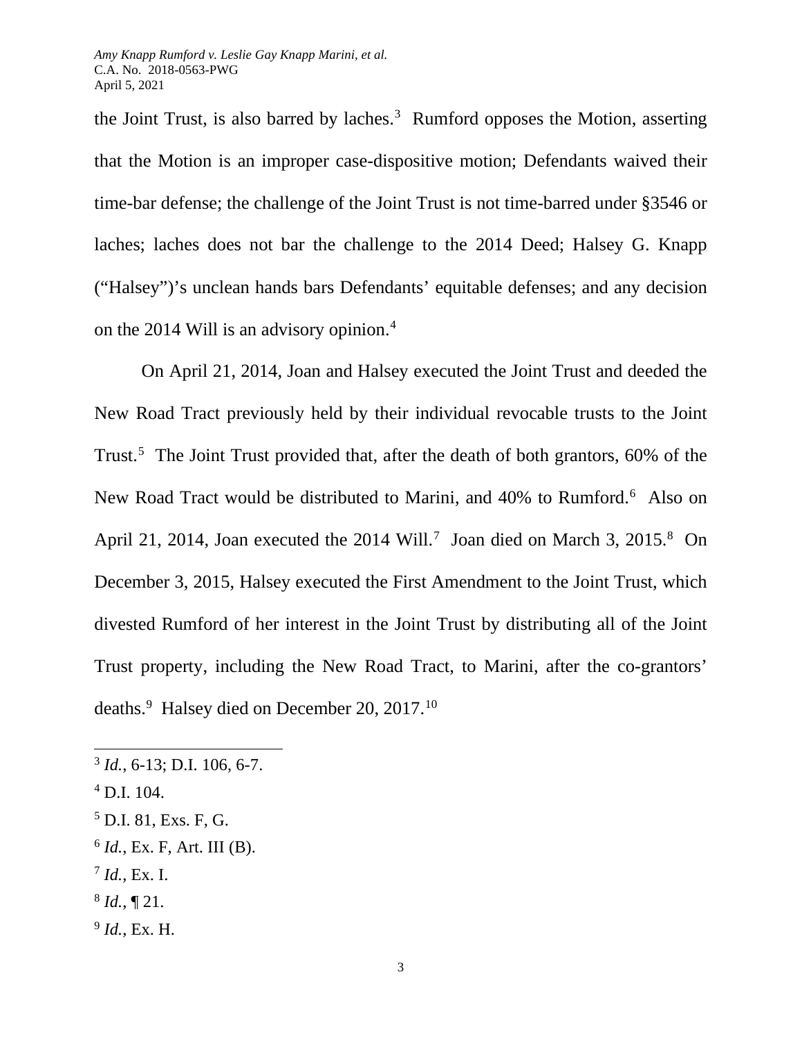the Joint Trust, is also barred by laches.[3] Rumford opposes the Motion, asserting that the Motion is an improper case-dispositive motion; Defendants waived their time-bar defense; the challenge of the Joint Trust is not time-barred under §3546 or laches; laches does not bar the challenge to the 2014 Deed; Halsey G. Knapp ("Halsey")'s unclean hands bars Defendants' equitable defenses; and any decision on the 2014 Will is an advisory opinion.[4]

On April 21, 2014, Joan and Halsey executed the Joint Trust and deeded the New Road Tract previously held by their individual revocable trusts to the Joint Trust.[5] The Joint Trust provided that, after the death of both grantors, 60% of the New Road Tract would be distributed to Marini, and 40% to Rumford.[6] Also on April 21, 2014, Joan executed the 2014 Will.[7] Joan died on March 3, 2015.[8] On December 3, 2015, Halsey executed the First Amendment to the Joint Trust, which divested Rumford of her interest in the Joint Trust by distributing all of the Joint Trust property, including the New Road Tract, to Marini, after the co-grantors' deaths.[9] Halsey died on December 20, 2017.[10]

---

[3] *Id.*, 6-13; D.I. 106, 6-7.

[4] D.I. 104.

[5] D.I. 81, Exs. F, G.

[6] *Id.*, Ex. F, Art. III (B).

[7] *Id.*, Ex. I.

[8] *Id.*, ¶ 21.

[9] *Id.*, Ex. H.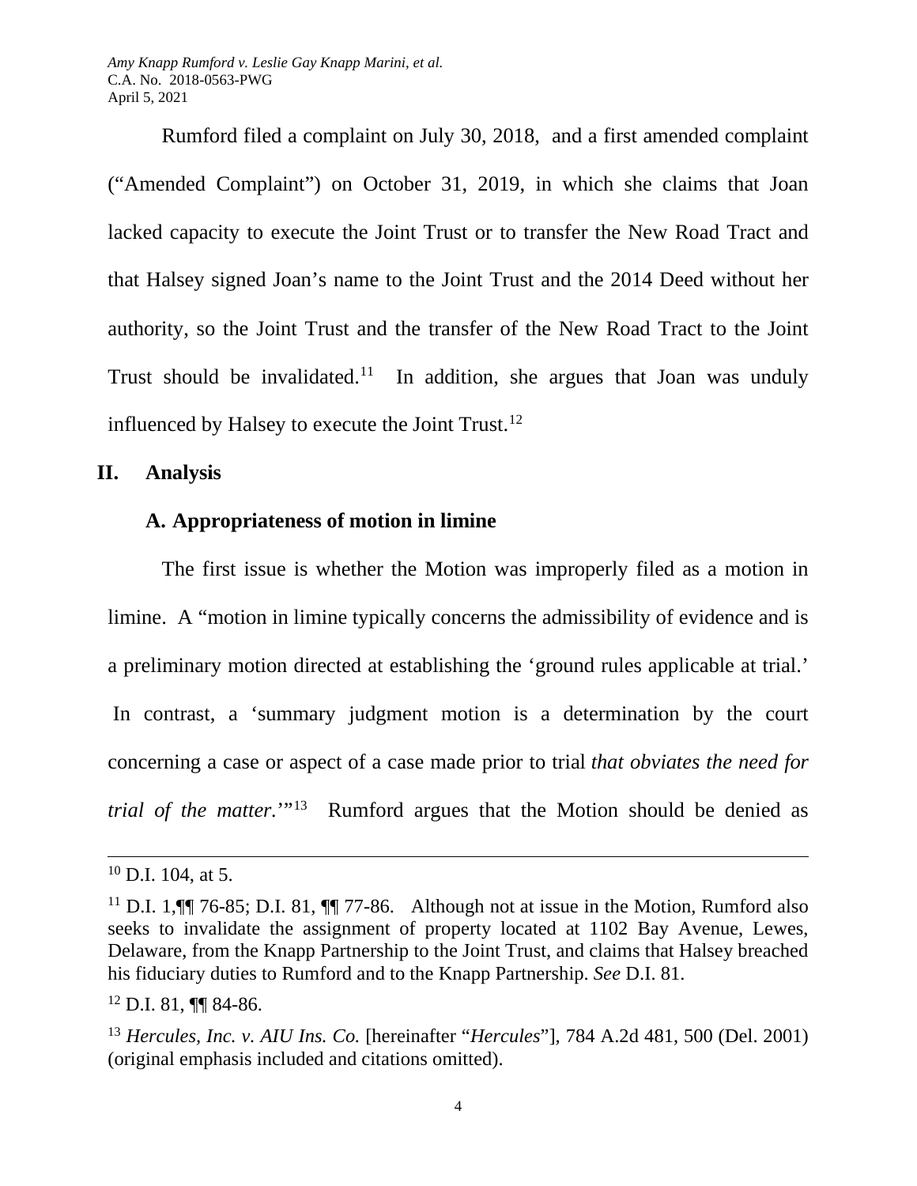Rumford filed a complaint on July 30, 2018, and a first amended complaint ("Amended Complaint") on October 31, 2019, in which she claims that Joan lacked capacity to execute the Joint Trust or to transfer the New Road Tract and that Halsey signed Joan's name to the Joint Trust and the 2014 Deed without her authority, so the Joint Trust and the transfer of the New Road Tract to the Joint Trust should be invalidated.[11] In addition, she argues that Joan was unduly influenced by Halsey to execute the Joint Trust.[12]

## II. Analysis

### A. Appropriateness of motion in limine

The first issue is whether the Motion was improperly filed as a motion in limine. A "motion in limine typically concerns the admissibility of evidence and is a preliminary motion directed at establishing the 'ground rules applicable at trial.' In contrast, a 'summary judgment motion is a determination by the court concerning a case or aspect of a case made prior to trial *that obviates the need for trial of the matter.*'"[13] Rumford argues that the Motion should be denied as

---

[10] D.I. 104, at 5.

[11] D.I. 1,¶¶ 76-85; D.I. 81, ¶¶ 77-86. Although not at issue in the Motion, Rumford also seeks to invalidate the assignment of property located at 1102 Bay Avenue, Lewes, Delaware, from the Knapp Partnership to the Joint Trust, and claims that Halsey breached his fiduciary duties to Rumford and to the Knapp Partnership. *See* D.I. 81.

[12] D.I. 81, ¶¶ 84-86.

[13] *Hercules, Inc. v. AIU Ins. Co.* [hereinafter "*Hercules*"], 784 A.2d 481, 500 (Del. 2001) (original emphasis included and citations omitted).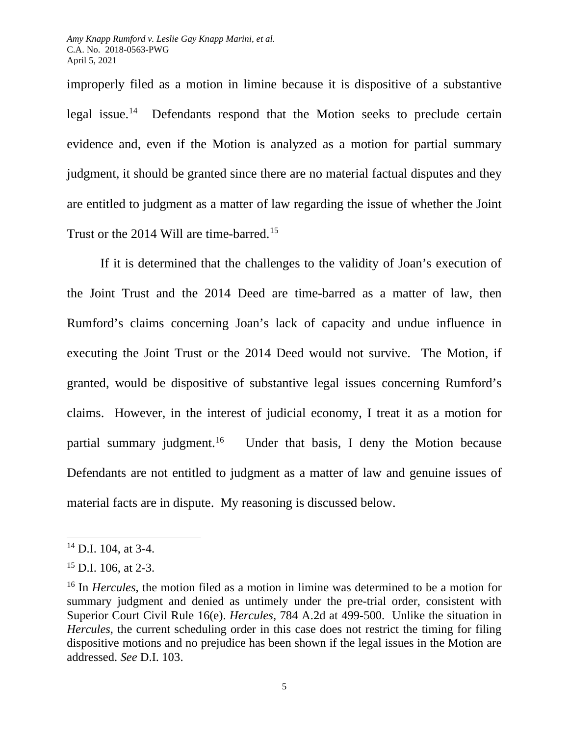improperly filed as a motion in limine because it is dispositive of a substantive legal issue.[14] Defendants respond that the Motion seeks to preclude certain evidence and, even if the Motion is analyzed as a motion for partial summary judgment, it should be granted since there are no material factual disputes and they are entitled to judgment as a matter of law regarding the issue of whether the Joint Trust or the 2014 Will are time-barred.[15]

If it is determined that the challenges to the validity of Joan's execution of the Joint Trust and the 2014 Deed are time-barred as a matter of law, then Rumford's claims concerning Joan's lack of capacity and undue influence in executing the Joint Trust or the 2014 Deed would not survive. The Motion, if granted, would be dispositive of substantive legal issues concerning Rumford's claims. However, in the interest of judicial economy, I treat it as a motion for partial summary judgment.[16] Under that basis, I deny the Motion because Defendants are not entitled to judgment as a matter of law and genuine issues of material facts are in dispute. My reasoning is discussed below.

---

[14] D.I. 104, at 3-4.

[15] D.I. 106, at 2-3.

[16] In *Hercules*, the motion filed as a motion in limine was determined to be a motion for summary judgment and denied as untimely under the pre-trial order, consistent with Superior Court Civil Rule 16(e). *Hercules*, 784 A.2d at 499-500. Unlike the situation in *Hercules*, the current scheduling order in this case does not restrict the timing for filing dispositive motions and no prejudice has been shown if the legal issues in the Motion are addressed. *See* D.I. 103.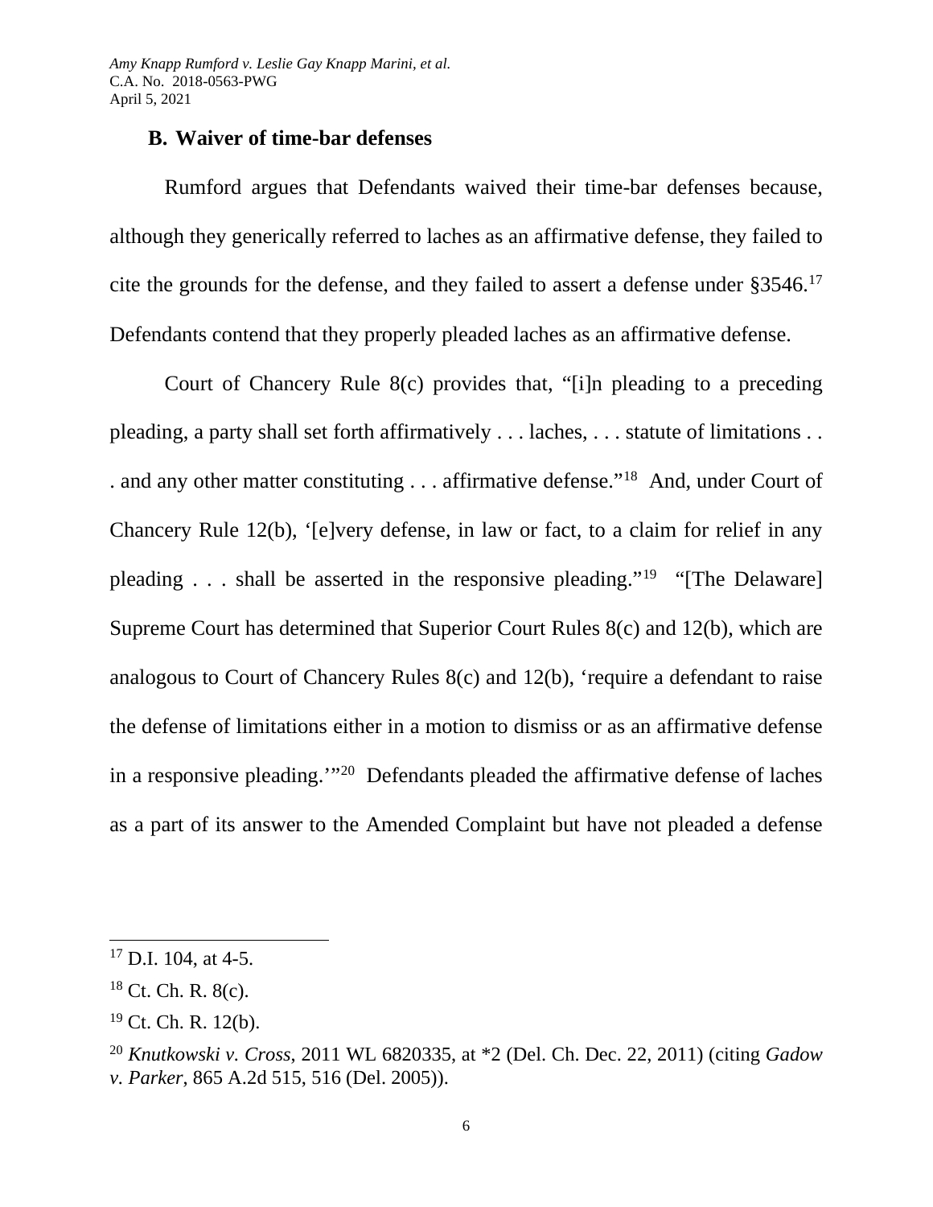### B. Waiver of time-bar defenses

Rumford argues that Defendants waived their time-bar defenses because, although they generically referred to laches as an affirmative defense, they failed to cite the grounds for the defense, and they failed to assert a defense under §3546.[17] Defendants contend that they properly pleaded laches as an affirmative defense.

Court of Chancery Rule 8(c) provides that, "[i]n pleading to a preceding pleading, a party shall set forth affirmatively . . . laches, . . . statute of limitations . . . and any other matter constituting . . . affirmative defense."[18] And, under Court of Chancery Rule 12(b), '[e]very defense, in law or fact, to a claim for relief in any pleading . . . shall be asserted in the responsive pleading."[19] "[The Delaware] Supreme Court has determined that Superior Court Rules 8(c) and 12(b), which are analogous to Court of Chancery Rules 8(c) and 12(b), 'require a defendant to raise the defense of limitations either in a motion to dismiss or as an affirmative defense in a responsive pleading.'"[20] Defendants pleaded the affirmative defense of laches as a part of its answer to the Amended Complaint but have not pleaded a defense

---

[17] D.I. 104, at 4-5.

[18] Ct. Ch. R. 8(c).

[19] Ct. Ch. R. 12(b).

[20] *Knutkowski v. Cross*, 2011 WL 6820335, at *2 (Del. Ch. Dec. 22, 2011) (citing *Gadow v. Parker*, 865 A.2d 515, 516 (Del. 2005)).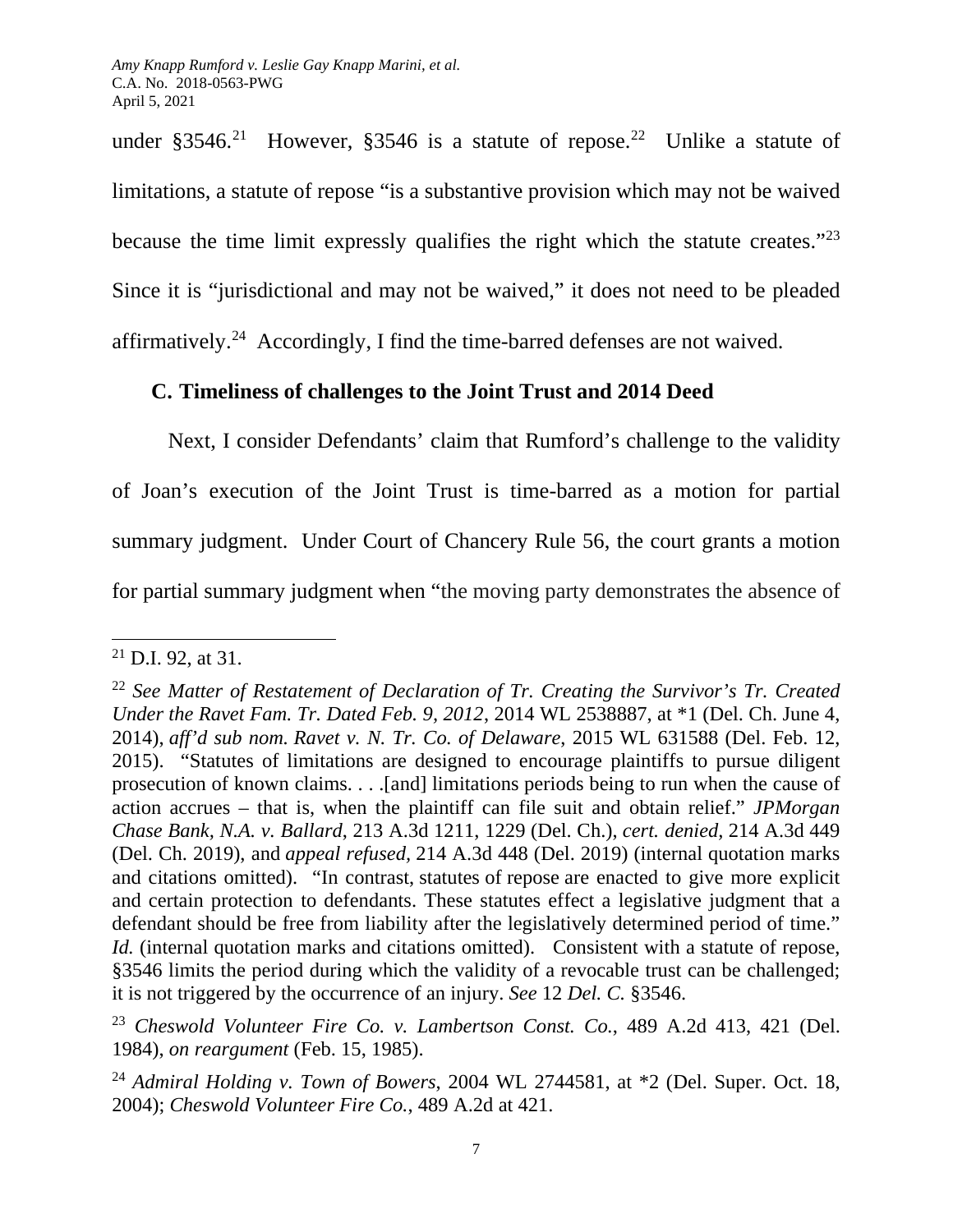under §3546.[21] However, §3546 is a statute of repose.[22] Unlike a statute of limitations, a statute of repose "is a substantive provision which may not be waived because the time limit expressly qualifies the right which the statute creates."[23] Since it is "jurisdictional and may not be waived," it does not need to be pleaded affirmatively.[24] Accordingly, I find the time-barred defenses are not waived.

### C. Timeliness of challenges to the Joint Trust and 2014 Deed

Next, I consider Defendants' claim that Rumford's challenge to the validity of Joan's execution of the Joint Trust is time-barred as a motion for partial summary judgment. Under Court of Chancery Rule 56, the court grants a motion for partial summary judgment when "the moving party demonstrates the absence of

---

[21] D.I. 92, at 31.

[22] *See Matter of Restatement of Declaration of Tr. Creating the Survivor's Tr. Created Under the Ravet Fam. Tr. Dated Feb. 9, 2012*, 2014 WL 2538887, at *1 (Del. Ch. June 4, 2014), *aff'd sub nom. Ravet v. N. Tr. Co. of Delaware*, 2015 WL 631588 (Del. Feb. 12, 2015). "Statutes of limitations are designed to encourage plaintiffs to pursue diligent prosecution of known claims. . . .[and] limitations periods being to run when the cause of action accrues – that is, when the plaintiff can file suit and obtain relief." *JPMorgan Chase Bank, N.A. v. Ballard*, 213 A.3d 1211, 1229 (Del. Ch.), *cert. denied*, 214 A.3d 449 (Del. Ch. 2019), and *appeal refused*, 214 A.3d 448 (Del. 2019) (internal quotation marks and citations omitted). "In contrast, statutes of repose are enacted to give more explicit and certain protection to defendants. These statutes effect a legislative judgment that a defendant should be free from liability after the legislatively determined period of time." *Id.* (internal quotation marks and citations omitted). Consistent with a statute of repose, §3546 limits the period during which the validity of a revocable trust can be challenged; it is not triggered by the occurrence of an injury. *See* 12 *Del. C.* §3546.

[23] *Cheswold Volunteer Fire Co. v. Lambertson Const. Co.*, 489 A.2d 413, 421 (Del. 1984), *on reargument* (Feb. 15, 1985).

[24] *Admiral Holding v. Town of Bowers*, 2004 WL 2744581, at *2 (Del. Super. Oct. 18, 2004); *Cheswold Volunteer Fire Co.*, 489 A.2d at 421.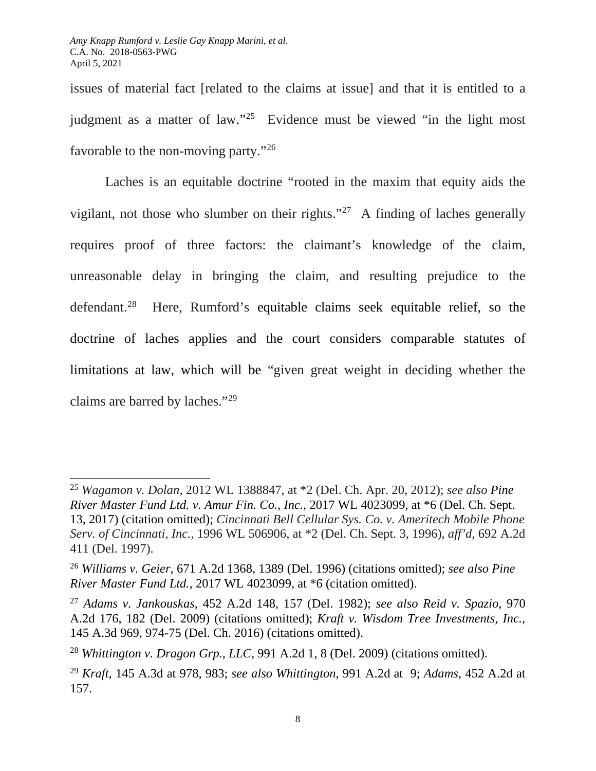issues of material fact [related to the claims at issue] and that it is entitled to a judgment as a matter of law."[25] Evidence must be viewed "in the light most favorable to the non-moving party."[26]

Laches is an equitable doctrine "rooted in the maxim that equity aids the vigilant, not those who slumber on their rights."[27] A finding of laches generally requires proof of three factors: the claimant's knowledge of the claim, unreasonable delay in bringing the claim, and resulting prejudice to the defendant.[28] Here, Rumford's equitable claims seek equitable relief, so the doctrine of laches applies and the court considers comparable statutes of limitations at law, which will be "given great weight in deciding whether the claims are barred by laches."[29]

---

[25] *Wagamon v. Dolan*, 2012 WL 1388847, at *2 (Del. Ch. Apr. 20, 2012); *see also Pine River Master Fund Ltd. v. Amur Fin. Co., Inc.*, 2017 WL 4023099, at *6 (Del. Ch. Sept. 13, 2017) (citation omitted); *Cincinnati Bell Cellular Sys. Co. v. Ameritech Mobile Phone Serv. of Cincinnati, Inc.*, 1996 WL 506906, at *2 (Del. Ch. Sept. 3, 1996), *aff'd*, 692 A.2d 411 (Del. 1997).

[26] *Williams v. Geier*, 671 A.2d 1368, 1389 (Del. 1996) (citations omitted); *see also Pine River Master Fund Ltd.*, 2017 WL 4023099, at *6 (citation omitted).

[27] *Adams v. Jankouskas*, 452 A.2d 148, 157 (Del. 1982); *see also Reid v. Spazio*, 970 A.2d 176, 182 (Del. 2009) (citations omitted); *Kraft v. Wisdom Tree Investments, Inc.*, 145 A.3d 969, 974-75 (Del. Ch. 2016) (citations omitted).

[28] *Whittington v. Dragon Grp., LLC*, 991 A.2d 1, 8 (Del. 2009) (citations omitted).

[29] *Kraft*, 145 A.3d at 978, 983; *see also Whittington*, 991 A.2d at 9; *Adams*, 452 A.2d at 157.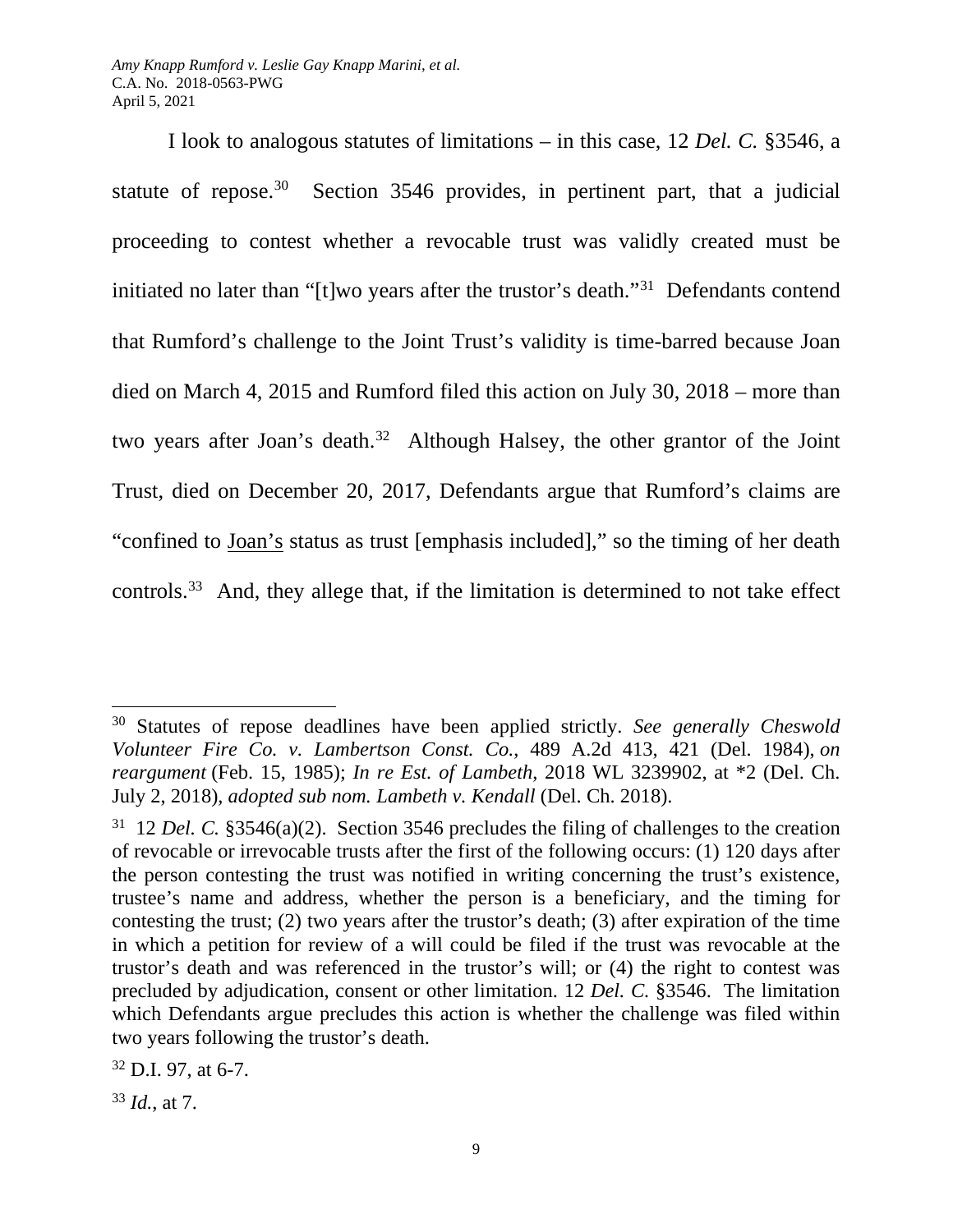I look to analogous statutes of limitations – in this case, 12 *Del. C.* §3546, a statute of repose.[30] Section 3546 provides, in pertinent part, that a judicial proceeding to contest whether a revocable trust was validly created must be initiated no later than "[t]wo years after the trustor's death."[31] Defendants contend that Rumford's challenge to the Joint Trust's validity is time-barred because Joan died on March 4, 2015 and Rumford filed this action on July 30, 2018 – more than two years after Joan's death.[32] Although Halsey, the other grantor of the Joint Trust, died on December 20, 2017, Defendants argue that Rumford's claims are "confined to Joan's status as trust [emphasis included]," so the timing of her death controls.[33] And, they allege that, if the limitation is determined to not take effect

---

[30] Statutes of repose deadlines have been applied strictly. *See generally Cheswold Volunteer Fire Co. v. Lambertson Const. Co.*, 489 A.2d 413, 421 (Del. 1984), *on reargument* (Feb. 15, 1985); *In re Est. of Lambeth*, 2018 WL 3239902, at *2 (Del. Ch. July 2, 2018), *adopted sub nom. Lambeth v. Kendall* (Del. Ch. 2018).

[31] 12 *Del. C.* §3546(a)(2). Section 3546 precludes the filing of challenges to the creation of revocable or irrevocable trusts after the first of the following occurs: (1) 120 days after the person contesting the trust was notified in writing concerning the trust's existence, trustee's name and address, whether the person is a beneficiary, and the timing for contesting the trust; (2) two years after the trustor's death; (3) after expiration of the time in which a petition for review of a will could be filed if the trust was revocable at the trustor's death and was referenced in the trustor's will; or (4) the right to contest was precluded by adjudication, consent or other limitation. 12 *Del. C.* §3546. The limitation which Defendants argue precludes this action is whether the challenge was filed within two years following the trustor's death.

[32] D.I. 97, at 6-7.

[33] *Id.*, at 7.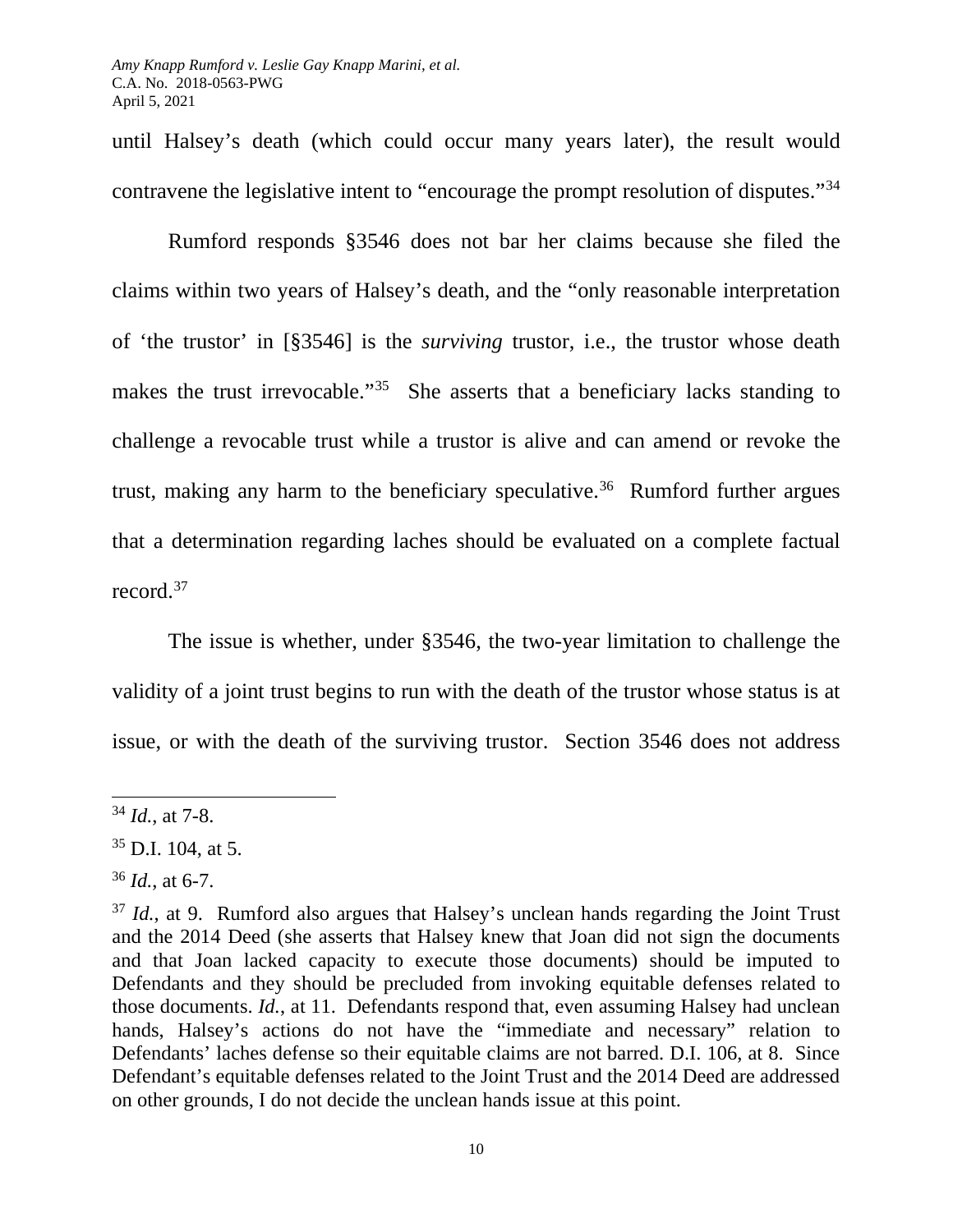until Halsey's death (which could occur many years later), the result would contravene the legislative intent to "encourage the prompt resolution of disputes."[34]

Rumford responds §3546 does not bar her claims because she filed the claims within two years of Halsey's death, and the "only reasonable interpretation of 'the trustor' in [§3546] is the *surviving* trustor, i.e., the trustor whose death makes the trust irrevocable."[35] She asserts that a beneficiary lacks standing to challenge a revocable trust while a trustor is alive and can amend or revoke the trust, making any harm to the beneficiary speculative.[36] Rumford further argues that a determination regarding laches should be evaluated on a complete factual record.[37]

The issue is whether, under §3546, the two-year limitation to challenge the validity of a joint trust begins to run with the death of the trustor whose status is at issue, or with the death of the surviving trustor. Section 3546 does not address

---

[34] *Id.*, at 7-8.

[35] D.I. 104, at 5.

[36] *Id.*, at 6-7.

[37] *Id.*, at 9. Rumford also argues that Halsey's unclean hands regarding the Joint Trust and the 2014 Deed (she asserts that Halsey knew that Joan did not sign the documents and that Joan lacked capacity to execute those documents) should be imputed to Defendants and they should be precluded from invoking equitable defenses related to those documents. *Id.*, at 11. Defendants respond that, even assuming Halsey had unclean hands, Halsey's actions do not have the "immediate and necessary" relation to Defendants' laches defense so their equitable claims are not barred. D.I. 106, at 8. Since Defendant's equitable defenses related to the Joint Trust and the 2014 Deed are addressed on other grounds, I do not decide the unclean hands issue at this point.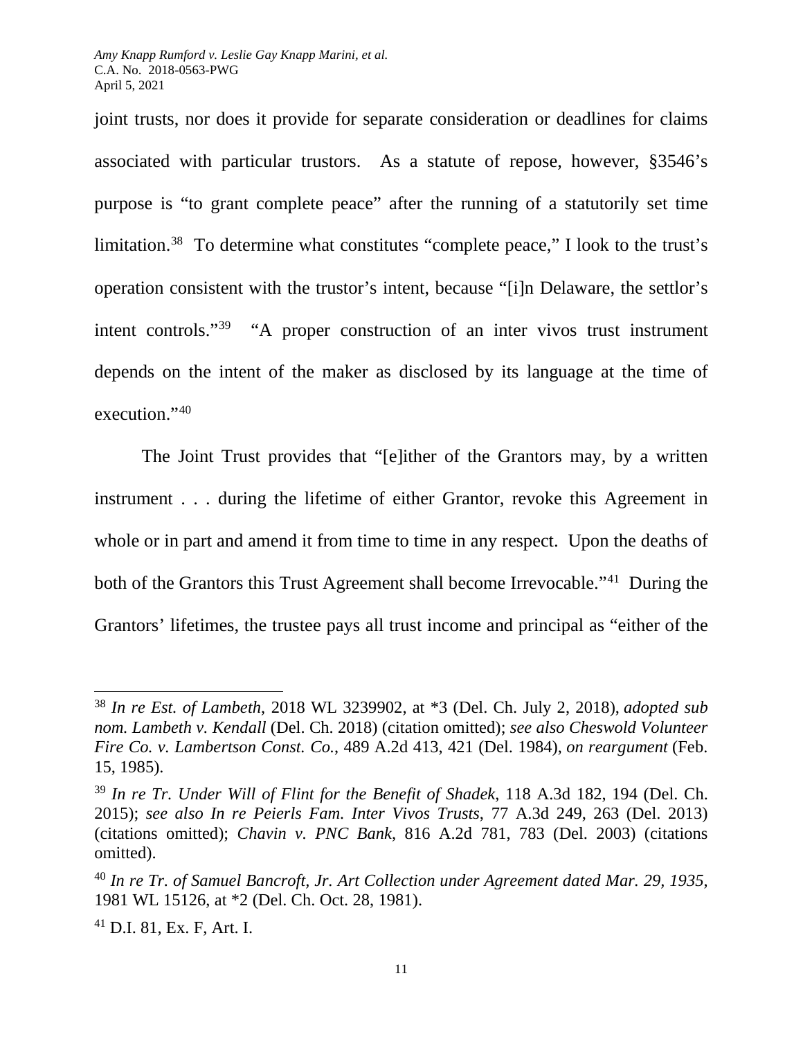joint trusts, nor does it provide for separate consideration or deadlines for claims associated with particular trustors. As a statute of repose, however, §3546's purpose is "to grant complete peace" after the running of a statutorily set time limitation.[38] To determine what constitutes "complete peace," I look to the trust's operation consistent with the trustor's intent, because "[i]n Delaware, the settlor's intent controls."[39] "A proper construction of an inter vivos trust instrument depends on the intent of the maker as disclosed by its language at the time of execution."[40]

The Joint Trust provides that "[e]ither of the Grantors may, by a written instrument . . . during the lifetime of either Grantor, revoke this Agreement in whole or in part and amend it from time to time in any respect. Upon the deaths of both of the Grantors this Trust Agreement shall become Irrevocable."[41] During the Grantors' lifetimes, the trustee pays all trust income and principal as "either of the

---

[38] *In re Est. of Lambeth*, 2018 WL 3239902, at *3 (Del. Ch. July 2, 2018), *adopted sub nom. Lambeth v. Kendall* (Del. Ch. 2018) (citation omitted); *see also Cheswold Volunteer Fire Co. v. Lambertson Const. Co.*, 489 A.2d 413, 421 (Del. 1984), *on reargument* (Feb. 15, 1985).

[39] *In re Tr. Under Will of Flint for the Benefit of Shadek*, 118 A.3d 182, 194 (Del. Ch. 2015); *see also In re Peierls Fam. Inter Vivos Trusts*, 77 A.3d 249, 263 (Del. 2013) (citations omitted); *Chavin v. PNC Bank*, 816 A.2d 781, 783 (Del. 2003) (citations omitted).

[40] *In re Tr. of Samuel Bancroft, Jr. Art Collection under Agreement dated Mar. 29, 1935*, 1981 WL 15126, at *2 (Del. Ch. Oct. 28, 1981).

[41] D.I. 81, Ex. F, Art. I.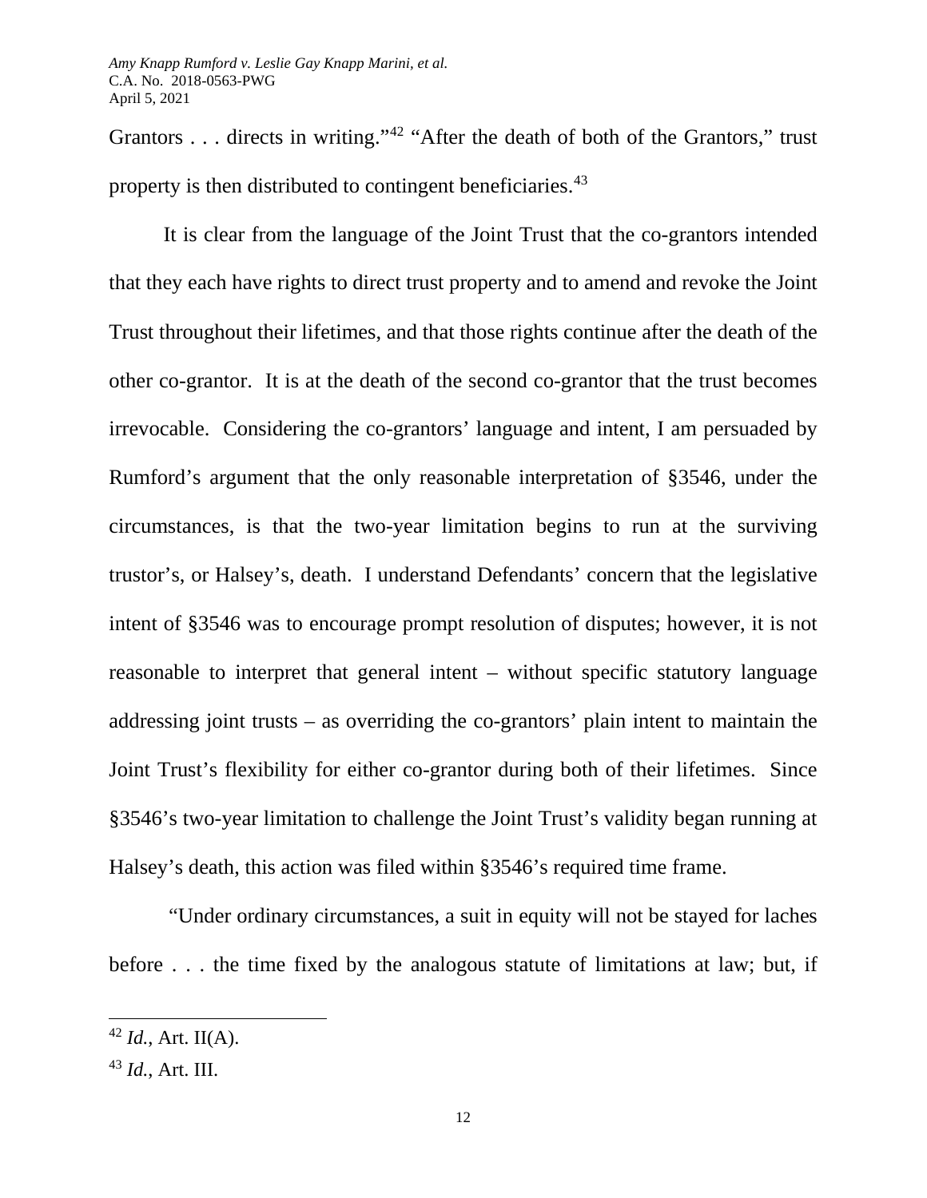Grantors . . . directs in writing."[42] "After the death of both of the Grantors," trust property is then distributed to contingent beneficiaries.[43]

It is clear from the language of the Joint Trust that the co-grantors intended that they each have rights to direct trust property and to amend and revoke the Joint Trust throughout their lifetimes, and that those rights continue after the death of the other co-grantor. It is at the death of the second co-grantor that the trust becomes irrevocable. Considering the co-grantors' language and intent, I am persuaded by Rumford's argument that the only reasonable interpretation of §3546, under the circumstances, is that the two-year limitation begins to run at the surviving trustor's, or Halsey's, death. I understand Defendants' concern that the legislative intent of §3546 was to encourage prompt resolution of disputes; however, it is not reasonable to interpret that general intent – without specific statutory language addressing joint trusts – as overriding the co-grantors' plain intent to maintain the Joint Trust's flexibility for either co-grantor during both of their lifetimes. Since §3546's two-year limitation to challenge the Joint Trust's validity began running at Halsey's death, this action was filed within §3546's required time frame.

"Under ordinary circumstances, a suit in equity will not be stayed for laches before . . . the time fixed by the analogous statute of limitations at law; but, if

---

[42] *Id.*, Art. II(A).

[43] *Id.*, Art. III.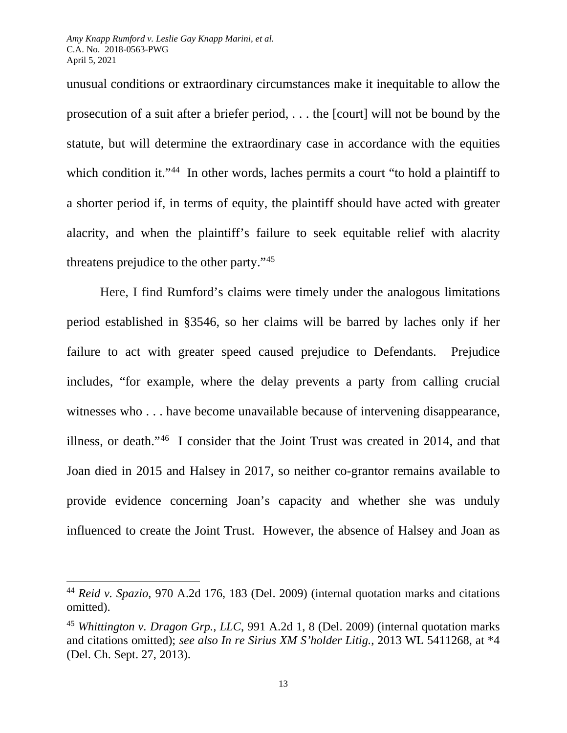unusual conditions or extraordinary circumstances make it inequitable to allow the prosecution of a suit after a briefer period, . . . the [court] will not be bound by the statute, but will determine the extraordinary case in accordance with the equities which condition it."[44] In other words, laches permits a court "to hold a plaintiff to a shorter period if, in terms of equity, the plaintiff should have acted with greater alacrity, and when the plaintiff's failure to seek equitable relief with alacrity threatens prejudice to the other party."[45]

Here, I find Rumford's claims were timely under the analogous limitations period established in §3546, so her claims will be barred by laches only if her failure to act with greater speed caused prejudice to Defendants. Prejudice includes, "for example, where the delay prevents a party from calling crucial witnesses who . . . have become unavailable because of intervening disappearance, illness, or death."[46] I consider that the Joint Trust was created in 2014, and that Joan died in 2015 and Halsey in 2017, so neither co-grantor remains available to provide evidence concerning Joan's capacity and whether she was unduly influenced to create the Joint Trust. However, the absence of Halsey and Joan as

---

[44] *Reid v. Spazio*, 970 A.2d 176, 183 (Del. 2009) (internal quotation marks and citations omitted).

[45] *Whittington v. Dragon Grp., LLC*, 991 A.2d 1, 8 (Del. 2009) (internal quotation marks and citations omitted); *see also In re Sirius XM S'holder Litig.*, 2013 WL 5411268, at *4 (Del. Ch. Sept. 27, 2013).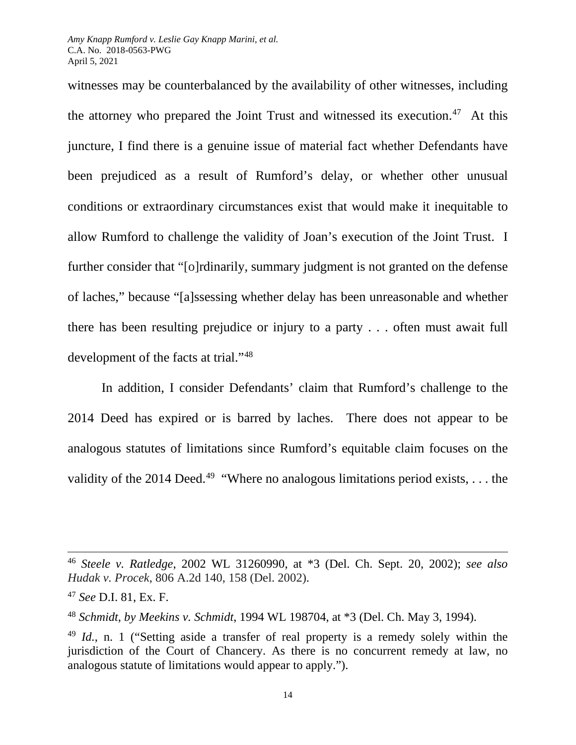witnesses may be counterbalanced by the availability of other witnesses, including the attorney who prepared the Joint Trust and witnessed its execution.[47] At this juncture, I find there is a genuine issue of material fact whether Defendants have been prejudiced as a result of Rumford's delay, or whether other unusual conditions or extraordinary circumstances exist that would make it inequitable to allow Rumford to challenge the validity of Joan's execution of the Joint Trust. I further consider that "[o]rdinarily, summary judgment is not granted on the defense of laches," because "[a]ssessing whether delay has been unreasonable and whether there has been resulting prejudice or injury to a party . . . often must await full development of the facts at trial."[48]

In addition, I consider Defendants' claim that Rumford's challenge to the 2014 Deed has expired or is barred by laches. There does not appear to be analogous statutes of limitations since Rumford's equitable claim focuses on the validity of the 2014 Deed.[49] "Where no analogous limitations period exists, . . . the

---

[46] *Steele v. Ratledge*, 2002 WL 31260990, at *3 (Del. Ch. Sept. 20, 2002); *see also Hudak v. Procek*, 806 A.2d 140, 158 (Del. 2002).

[47] *See* D.I. 81, Ex. F.

[48] *Schmidt, by Meekins v. Schmidt*, 1994 WL 198704, at *3 (Del. Ch. May 3, 1994).

[49] *Id.*, n. 1 ("Setting aside a transfer of real property is a remedy solely within the jurisdiction of the Court of Chancery. As there is no concurrent remedy at law, no analogous statute of limitations would appear to apply.").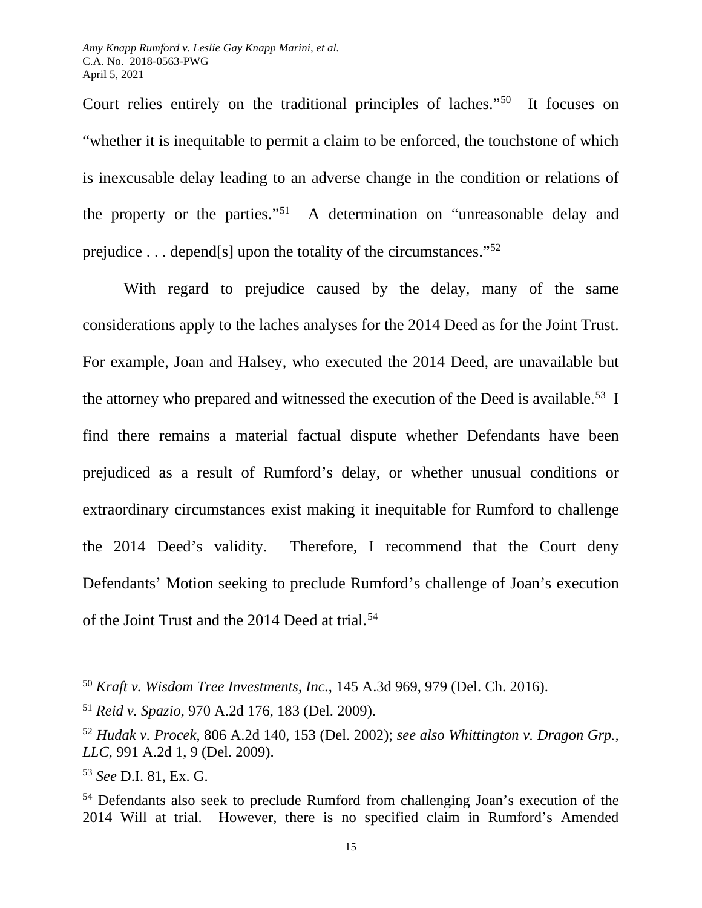Court relies entirely on the traditional principles of laches."[50] It focuses on "whether it is inequitable to permit a claim to be enforced, the touchstone of which is inexcusable delay leading to an adverse change in the condition or relations of the property or the parties."[51] A determination on "unreasonable delay and prejudice . . . depend[s] upon the totality of the circumstances."[52]

With regard to prejudice caused by the delay, many of the same considerations apply to the laches analyses for the 2014 Deed as for the Joint Trust. For example, Joan and Halsey, who executed the 2014 Deed, are unavailable but the attorney who prepared and witnessed the execution of the Deed is available.[53] I find there remains a material factual dispute whether Defendants have been prejudiced as a result of Rumford's delay, or whether unusual conditions or extraordinary circumstances exist making it inequitable for Rumford to challenge the 2014 Deed's validity. Therefore, I recommend that the Court deny Defendants' Motion seeking to preclude Rumford's challenge of Joan's execution of the Joint Trust and the 2014 Deed at trial.[54]

---

[50] *Kraft v. Wisdom Tree Investments, Inc.*, 145 A.3d 969, 979 (Del. Ch. 2016).

[51] *Reid v. Spazio*, 970 A.2d 176, 183 (Del. 2009).

[52] *Hudak v. Procek*, 806 A.2d 140, 153 (Del. 2002); *see also Whittington v. Dragon Grp., LLC*, 991 A.2d 1, 9 (Del. 2009).

[53] *See* D.I. 81, Ex. G.

[54] Defendants also seek to preclude Rumford from challenging Joan's execution of the 2014 Will at trial. However, there is no specified claim in Rumford's Amended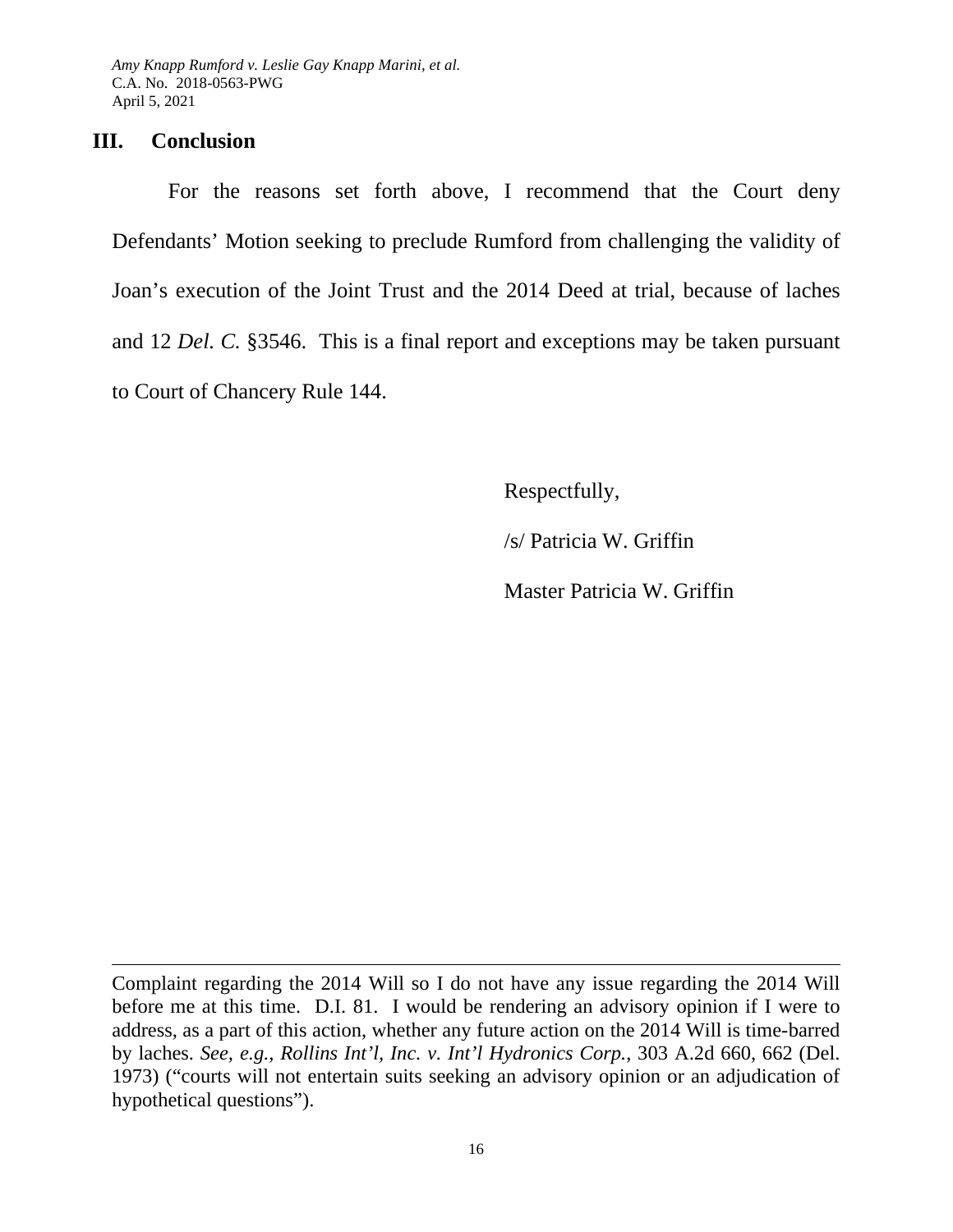## III. Conclusion

For the reasons set forth above, I recommend that the Court deny Defendants' Motion seeking to preclude Rumford from challenging the validity of Joan's execution of the Joint Trust and the 2014 Deed at trial, because of laches and 12 *Del. C.* §3546. This is a final report and exceptions may be taken pursuant to Court of Chancery Rule 144.

Respectfully,

/s/ Patricia W. Griffin

Master Patricia W. Griffin

---

Complaint regarding the 2014 Will so I do not have any issue regarding the 2014 Will before me at this time. D.I. 81. I would be rendering an advisory opinion if I were to address, as a part of this action, whether any future action on the 2014 Will is time-barred by laches. *See, e.g.*, *Rollins Int'l, Inc. v. Int'l Hydronics Corp.*, 303 A.2d 660, 662 (Del. 1973) ("courts will not entertain suits seeking an advisory opinion or an adjudication of hypothetical questions").